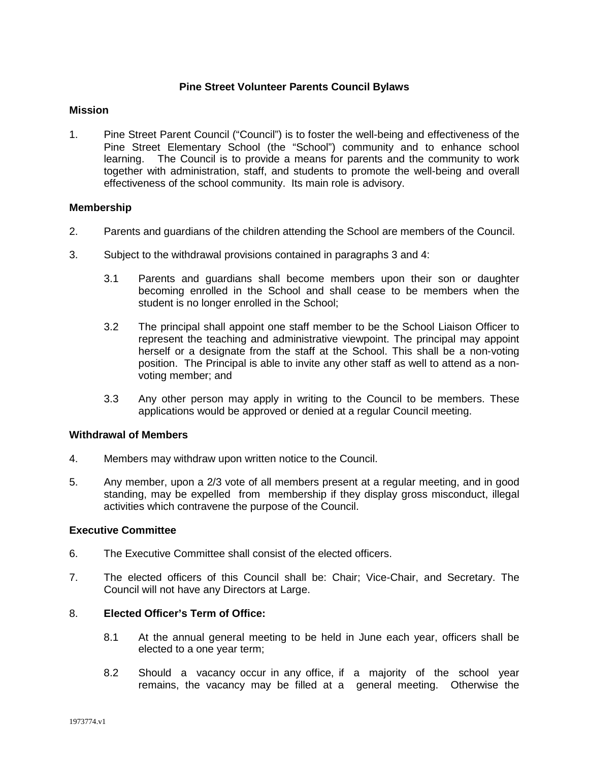# Pine Street Volunteer Parents Council Bylaws

## Mission

1. Pine Street Parent Council ("Council") is to foster the well-being and effectiveness of the Pine Street Elementary School (the "School") community and to enhance school learning. The Council is to provide a means for parents and the community to work together with administration, staff, and students to promote the well-being and overall effectiveness of the school community. Its main role is advisory.

## Membership

2. Parents and guardians of the children attending the School are members of the Council.

3. Subject to the withdrawal provisions contained in paragraphs 3 and 4:

   3.1 Parents and guardians shall become members upon their son or daughter becoming enrolled in the School and shall cease to be members when the student is no longer enrolled in the School;

   3.2 The principal shall appoint one staff member to be the School Liaison Officer to represent the teaching and administrative viewpoint. The principal may appoint herself or a designate from the staff at the School. This shall be a non-voting position. The Principal is able to invite any other staff as well to attend as a non-voting member; and

   3.3 Any other person may apply in writing to the Council to be members. These applications would be approved or denied at a regular Council meeting.

## Withdrawal of Members

4. Members may withdraw upon written notice to the Council.

5. Any member, upon a 2/3 vote of all members present at a regular meeting, and in good standing, may be expelled from membership if they display gross misconduct, illegal activities which contravene the purpose of the Council.

## Executive Committee

6. The Executive Committee shall consist of the elected officers.

7. The elected officers of this Council shall be: Chair; Vice-Chair, and Secretary. The Council will not have any Directors at Large.

8. **Elected Officer's Term of Office:**

   8.1 At the annual general meeting to be held in June each year, officers shall be elected to a one year term;

   8.2 Should a vacancy occur in any office, if a majority of the school year remains, the vacancy may be filled at a general meeting. Otherwise the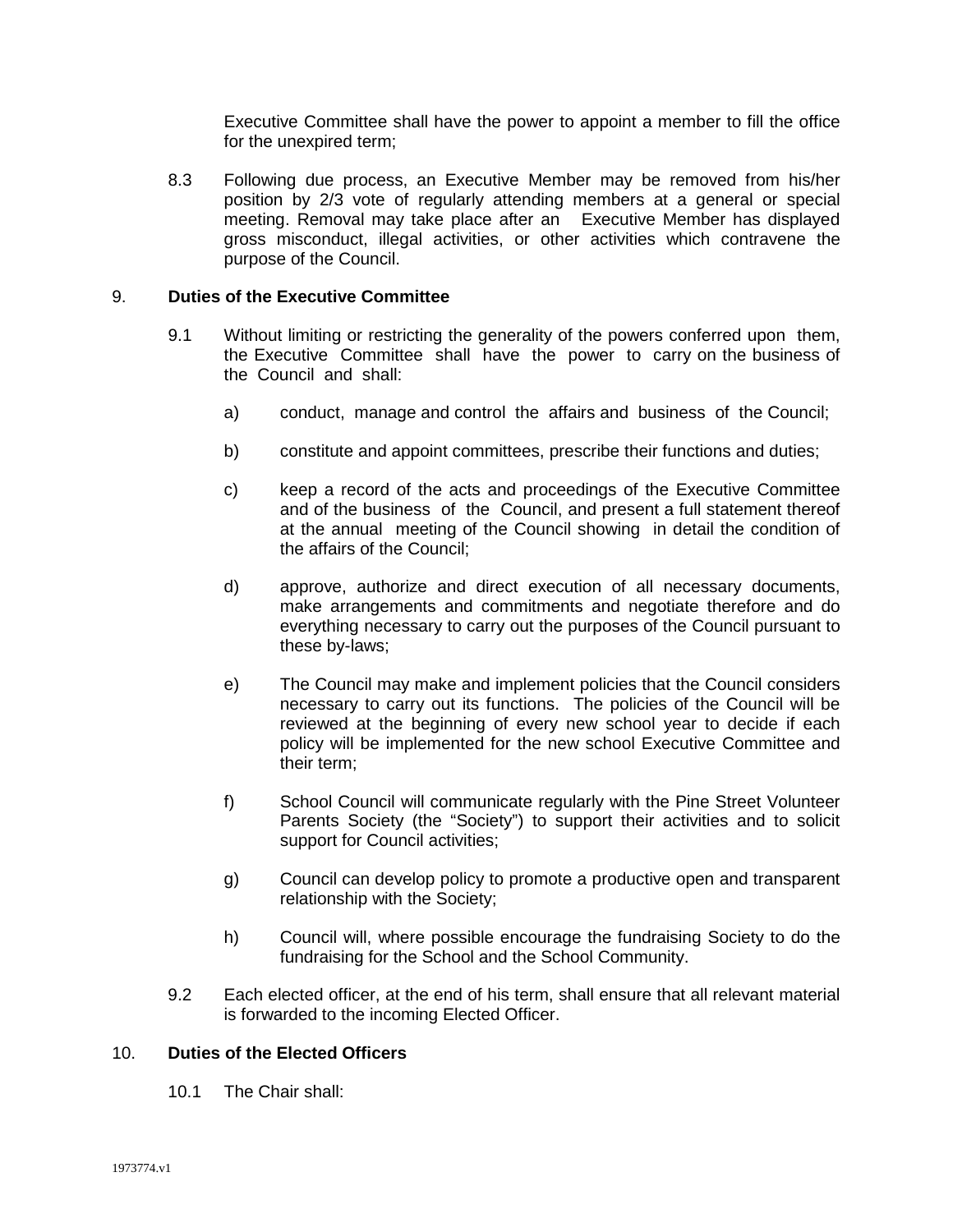Executive Committee shall have the power to appoint a member to fill the office for the unexpired term;

8.3 Following due process, an Executive Member may be removed from his/her position by 2/3 vote of regularly attending members at a general or special meeting. Removal may take place after an Executive Member has displayed gross misconduct, illegal activities, or other activities which contravene the purpose of the Council.

## 9. Duties of the Executive Committee

9.1 Without limiting or restricting the generality of the powers conferred upon them, the Executive Committee shall have the power to carry on the business of the Council and shall:

a) conduct, manage and control the affairs and business of the Council;

b) constitute and appoint committees, prescribe their functions and duties;

c) keep a record of the acts and proceedings of the Executive Committee and of the business of the Council, and present a full statement thereof at the annual meeting of the Council showing in detail the condition of the affairs of the Council;

d) approve, authorize and direct execution of all necessary documents, make arrangements and commitments and negotiate therefore and do everything necessary to carry out the purposes of the Council pursuant to these by-laws;

e) The Council may make and implement policies that the Council considers necessary to carry out its functions. The policies of the Council will be reviewed at the beginning of every new school year to decide if each policy will be implemented for the new school Executive Committee and their term;

f) School Council will communicate regularly with the Pine Street Volunteer Parents Society (the "Society") to support their activities and to solicit support for Council activities;

g) Council can develop policy to promote a productive open and transparent relationship with the Society;

h) Council will, where possible encourage the fundraising Society to do the fundraising for the School and the School Community.

9.2 Each elected officer, at the end of his term, shall ensure that all relevant material is forwarded to the incoming Elected Officer.

## 10. Duties of the Elected Officers

10.1 The Chair shall: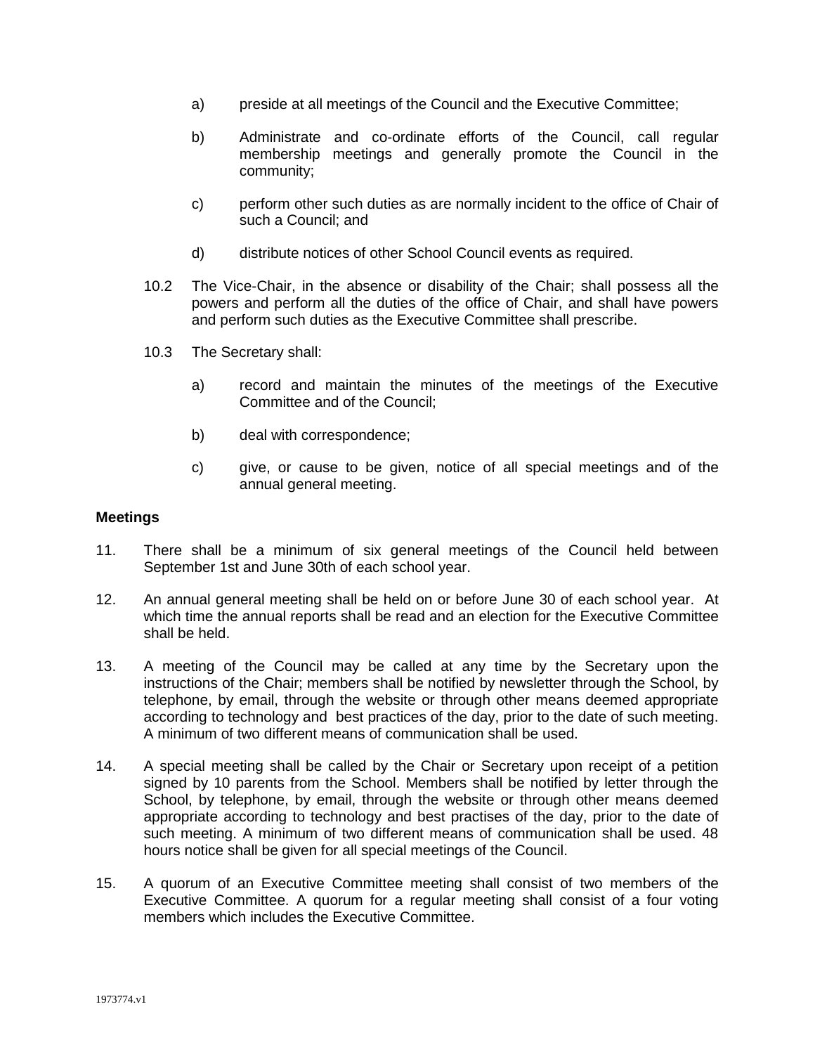a) preside at all meetings of the Council and the Executive Committee;

b) Administrate and co-ordinate efforts of the Council, call regular membership meetings and generally promote the Council in the community;

c) perform other such duties as are normally incident to the office of Chair of such a Council; and

d) distribute notices of other School Council events as required.

10.2 The Vice-Chair, in the absence or disability of the Chair; shall possess all the powers and perform all the duties of the office of Chair, and shall have powers and perform such duties as the Executive Committee shall prescribe.

10.3 The Secretary shall:

a) record and maintain the minutes of the meetings of the Executive Committee and of the Council;

b) deal with correspondence;

c) give, or cause to be given, notice of all special meetings and of the annual general meeting.

**Meetings**

11. There shall be a minimum of six general meetings of the Council held between September 1st and June 30th of each school year.

12. An annual general meeting shall be held on or before June 30 of each school year. At which time the annual reports shall be read and an election for the Executive Committee shall be held.

13. A meeting of the Council may be called at any time by the Secretary upon the instructions of the Chair; members shall be notified by newsletter through the School, by telephone, by email, through the website or through other means deemed appropriate according to technology and best practices of the day, prior to the date of such meeting. A minimum of two different means of communication shall be used.

14. A special meeting shall be called by the Chair or Secretary upon receipt of a petition signed by 10 parents from the School. Members shall be notified by letter through the School, by telephone, by email, through the website or through other means deemed appropriate according to technology and best practises of the day, prior to the date of such meeting. A minimum of two different means of communication shall be used. 48 hours notice shall be given for all special meetings of the Council.

15. A quorum of an Executive Committee meeting shall consist of two members of the Executive Committee. A quorum for a regular meeting shall consist of a four voting members which includes the Executive Committee.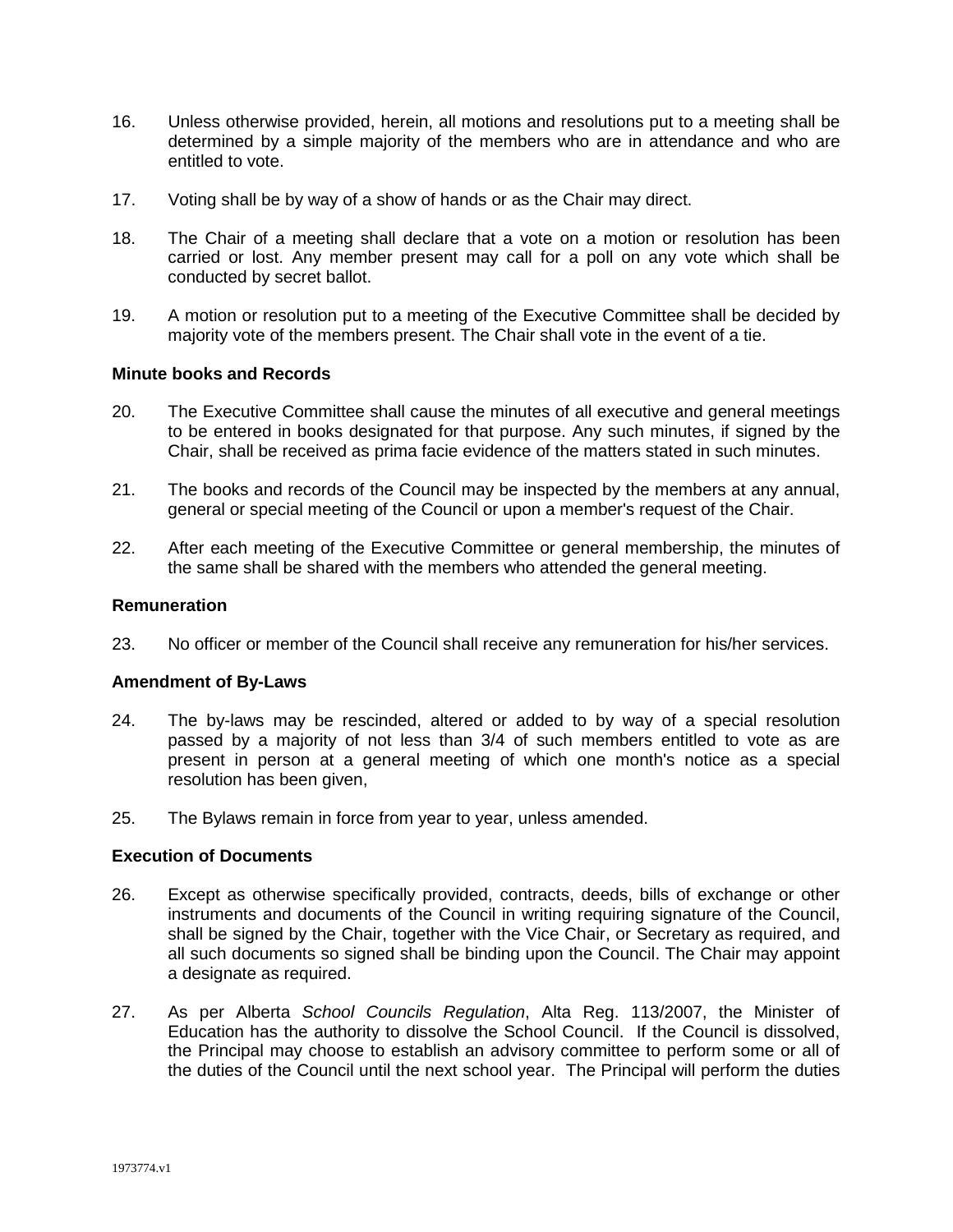16. Unless otherwise provided, herein, all motions and resolutions put to a meeting shall be determined by a simple majority of the members who are in attendance and who are entitled to vote.

17. Voting shall be by way of a show of hands or as the Chair may direct.

18. The Chair of a meeting shall declare that a vote on a motion or resolution has been carried or lost. Any member present may call for a poll on any vote which shall be conducted by secret ballot.

19. A motion or resolution put to a meeting of the Executive Committee shall be decided by majority vote of the members present. The Chair shall vote in the event of a tie.

**Minute books and Records**

20. The Executive Committee shall cause the minutes of all executive and general meetings to be entered in books designated for that purpose. Any such minutes, if signed by the Chair, shall be received as prima facie evidence of the matters stated in such minutes.

21. The books and records of the Council may be inspected by the members at any annual, general or special meeting of the Council or upon a member's request of the Chair.

22. After each meeting of the Executive Committee or general membership, the minutes of the same shall be shared with the members who attended the general meeting.

**Remuneration**

23. No officer or member of the Council shall receive any remuneration for his/her services.

**Amendment of By-Laws**

24. The by-laws may be rescinded, altered or added to by way of a special resolution passed by a majority of not less than 3/4 of such members entitled to vote as are present in person at a general meeting of which one month's notice as a special resolution has been given,

25. The Bylaws remain in force from year to year, unless amended.

**Execution of Documents**

26. Except as otherwise specifically provided, contracts, deeds, bills of exchange or other instruments and documents of the Council in writing requiring signature of the Council, shall be signed by the Chair, together with the Vice Chair, or Secretary as required, and all such documents so signed shall be binding upon the Council. The Chair may appoint a designate as required.

27. As per Alberta *School Councils Regulation*, Alta Reg. 113/2007, the Minister of Education has the authority to dissolve the School Council. If the Council is dissolved, the Principal may choose to establish an advisory committee to perform some or all of the duties of the Council until the next school year. The Principal will perform the duties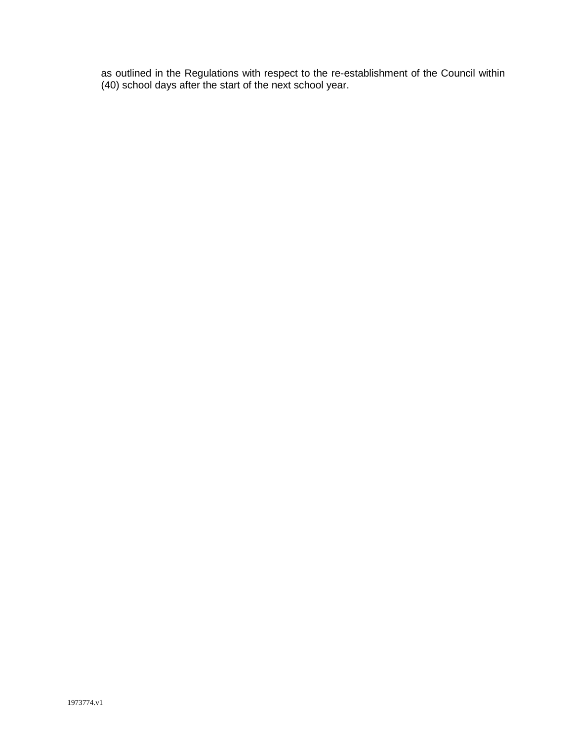as outlined in the Regulations with respect to the re-establishment of the Council within (40) school days after the start of the next school year.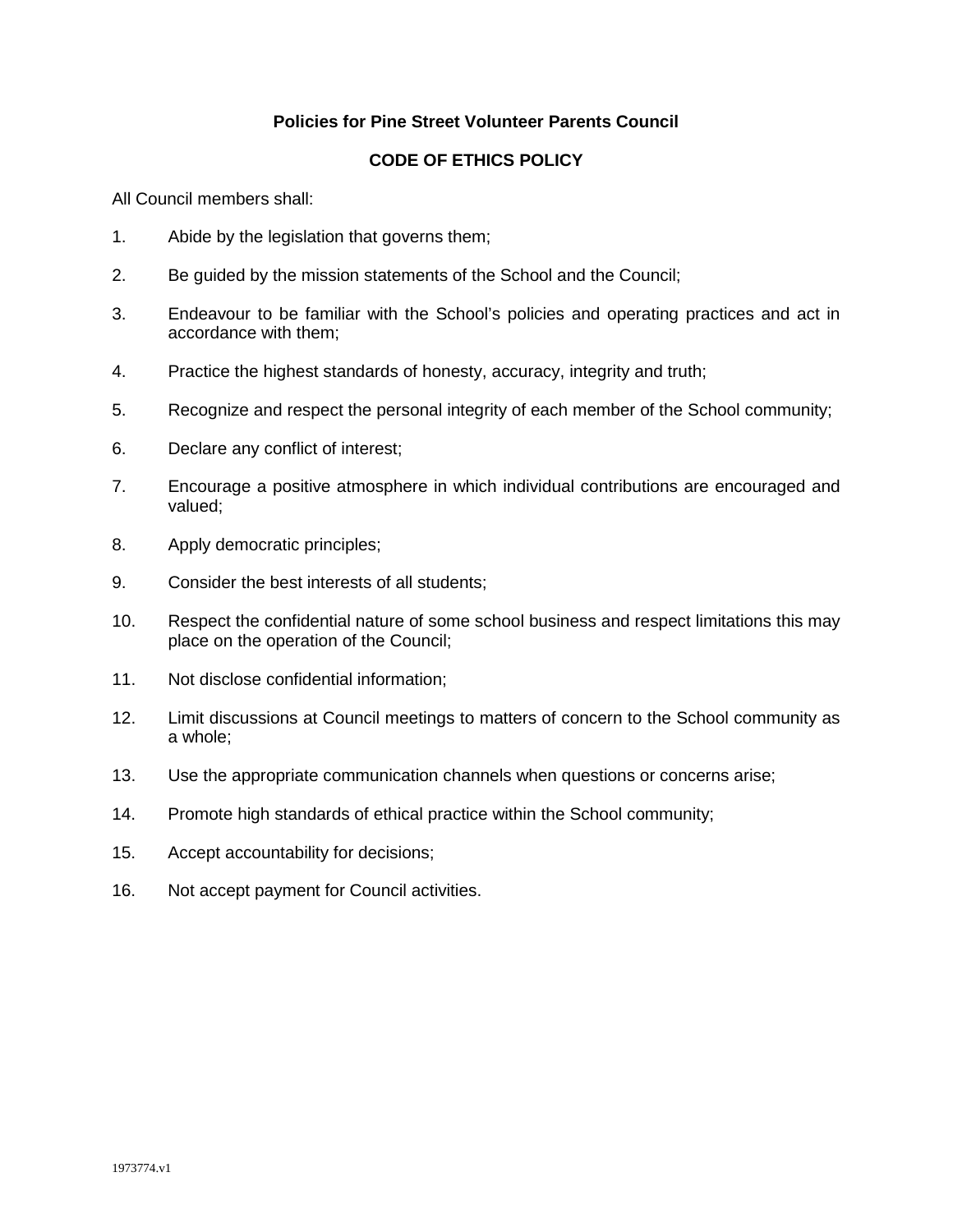**Policies for Pine Street Volunteer Parents Council**

**CODE OF ETHICS POLICY**

All Council members shall:

1. Abide by the legislation that governs them;
2. Be guided by the mission statements of the School and the Council;
3. Endeavour to be familiar with the School's policies and operating practices and act in accordance with them;
4. Practice the highest standards of honesty, accuracy, integrity and truth;
5. Recognize and respect the personal integrity of each member of the School community;
6. Declare any conflict of interest;
7. Encourage a positive atmosphere in which individual contributions are encouraged and valued;
8. Apply democratic principles;
9. Consider the best interests of all students;
10. Respect the confidential nature of some school business and respect limitations this may place on the operation of the Council;
11. Not disclose confidential information;
12. Limit discussions at Council meetings to matters of concern to the School community as a whole;
13. Use the appropriate communication channels when questions or concerns arise;
14. Promote high standards of ethical practice within the School community;
15. Accept accountability for decisions;
16. Not accept payment for Council activities.

1973774.v1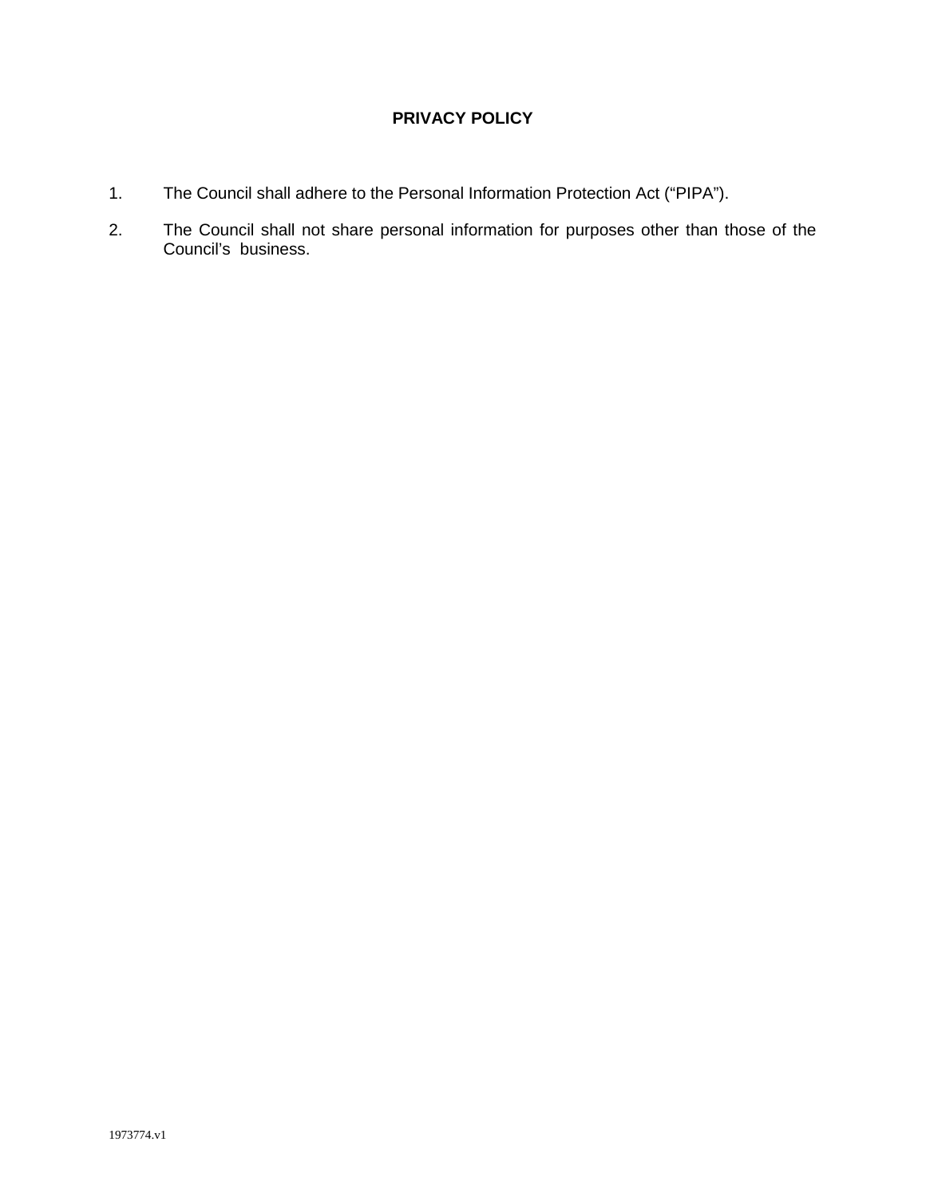# PRIVACY POLICY

1. The Council shall adhere to the Personal Information Protection Act ("PIPA").

2. The Council shall not share personal information for purposes other than those of the Council's business.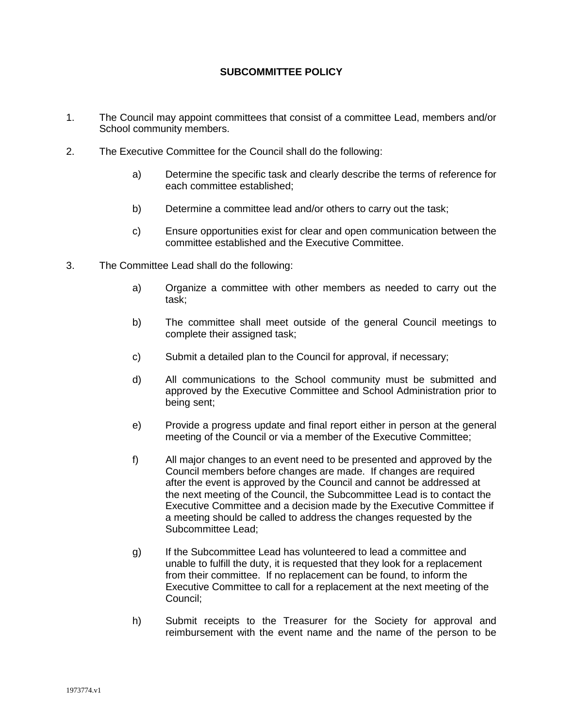# SUBCOMMITTEE POLICY

1. The Council may appoint committees that consist of a committee Lead, members and/or School community members.

2. The Executive Committee for the Council shall do the following:

   a) Determine the specific task and clearly describe the terms of reference for each committee established;

   b) Determine a committee lead and/or others to carry out the task;

   c) Ensure opportunities exist for clear and open communication between the committee established and the Executive Committee.

3. The Committee Lead shall do the following:

   a) Organize a committee with other members as needed to carry out the task;

   b) The committee shall meet outside of the general Council meetings to complete their assigned task;

   c) Submit a detailed plan to the Council for approval, if necessary;

   d) All communications to the School community must be submitted and approved by the Executive Committee and School Administration prior to being sent;

   e) Provide a progress update and final report either in person at the general meeting of the Council or via a member of the Executive Committee;

   f) All major changes to an event need to be presented and approved by the Council members before changes are made. If changes are required after the event is approved by the Council and cannot be addressed at the next meeting of the Council, the Subcommittee Lead is to contact the Executive Committee and a decision made by the Executive Committee if a meeting should be called to address the changes requested by the Subcommittee Lead;

   g) If the Subcommittee Lead has volunteered to lead a committee and unable to fulfill the duty, it is requested that they look for a replacement from their committee. If no replacement can be found, to inform the Executive Committee to call for a replacement at the next meeting of the Council;

   h) Submit receipts to the Treasurer for the Society for approval and reimbursement with the event name and the name of the person to be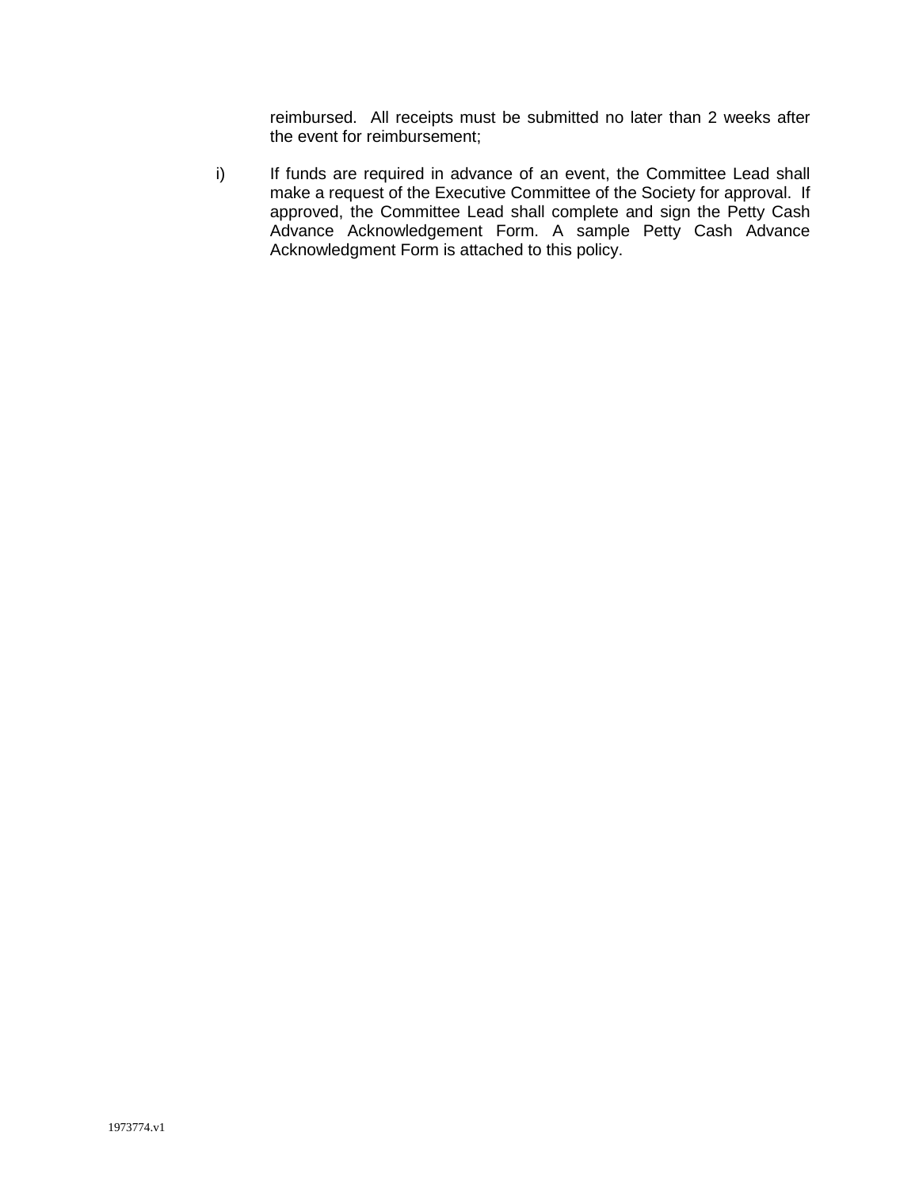reimbursed. All receipts must be submitted no later than 2 weeks after the event for reimbursement;

i) If funds are required in advance of an event, the Committee Lead shall make a request of the Executive Committee of the Society for approval. If approved, the Committee Lead shall complete and sign the Petty Cash Advance Acknowledgement Form. A sample Petty Cash Advance Acknowledgment Form is attached to this policy.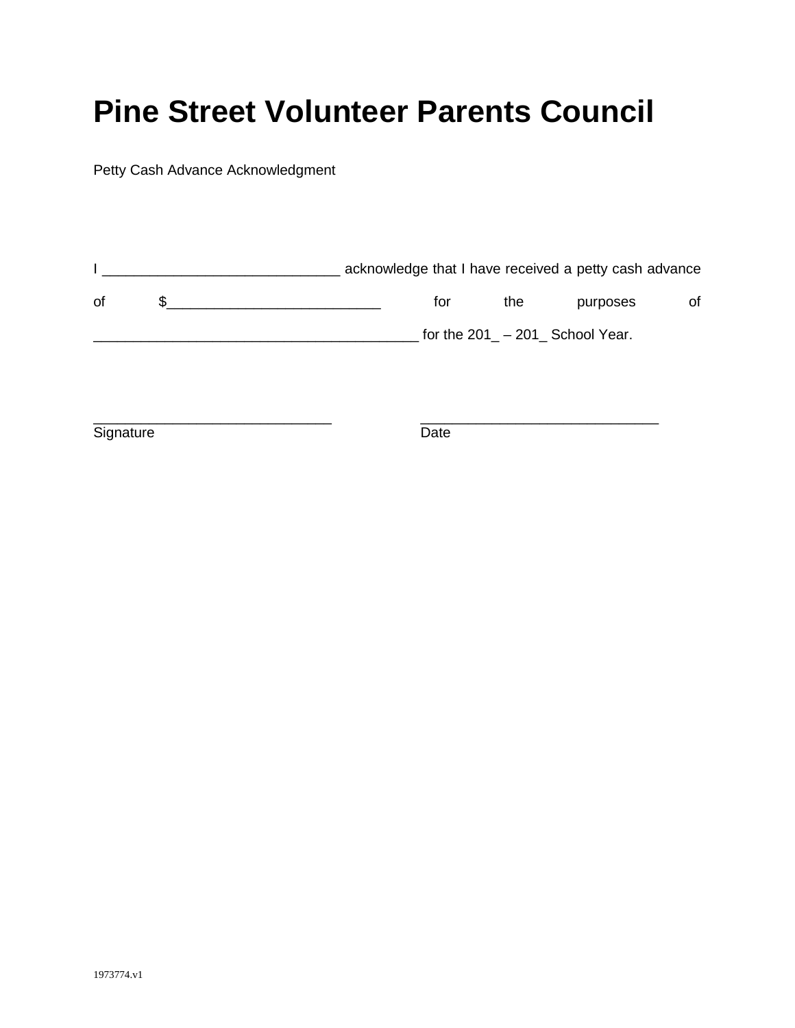# Pine Street Volunteer Parents Council

Petty Cash Advance Acknowledgment

I ______________________________ acknowledge that I have received a petty cash advance of $__________________________ for the purposes of ________________________________________ for the 201_ – 201_ School Year.

______________________________
Signature

______________________________
Date

1973774.v1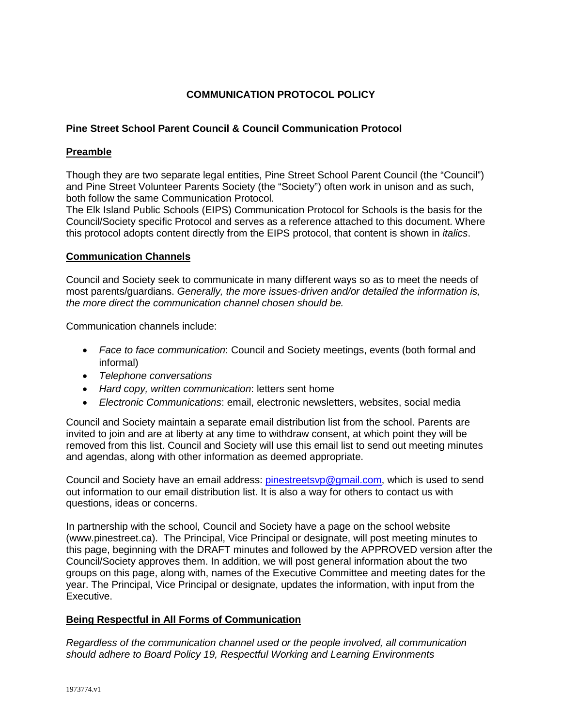# COMMUNICATION PROTOCOL POLICY

## Pine Street School Parent Council & Council Communication Protocol

### Preamble

Though they are two separate legal entities, Pine Street School Parent Council (the "Council") and Pine Street Volunteer Parents Society (the "Society") often work in unison and as such, both follow the same Communication Protocol.

The Elk Island Public Schools (EIPS) Communication Protocol for Schools is the basis for the Council/Society specific Protocol and serves as a reference attached to this document. Where this protocol adopts content directly from the EIPS protocol, that content is shown in *italics*.

### Communication Channels

Council and Society seek to communicate in many different ways so as to meet the needs of most parents/guardians. *Generally, the more issues-driven and/or detailed the information is, the more direct the communication channel chosen should be.*

Communication channels include:

- *Face to face communication*: Council and Society meetings, events (both formal and informal)
- *Telephone conversations*
- *Hard copy, written communication*: letters sent home
- *Electronic Communications*: email, electronic newsletters, websites, social media

Council and Society maintain a separate email distribution list from the school. Parents are invited to join and are at liberty at any time to withdraw consent, at which point they will be removed from this list. Council and Society will use this email list to send out meeting minutes and agendas, along with other information as deemed appropriate.

Council and Society have an email address: pinestreetsvp@gmail.com, which is used to send out information to our email distribution list. It is also a way for others to contact us with questions, ideas or concerns.

In partnership with the school, Council and Society have a page on the school website (www.pinestreet.ca). The Principal, Vice Principal or designate, will post meeting minutes to this page, beginning with the DRAFT minutes and followed by the APPROVED version after the Council/Society approves them. In addition, we will post general information about the two groups on this page, along with, names of the Executive Committee and meeting dates for the year. The Principal, Vice Principal or designate, updates the information, with input from the Executive.

### Being Respectful in All Forms of Communication

*Regardless of the communication channel used or the people involved, all communication should adhere to Board Policy 19, Respectful Working and Learning Environments*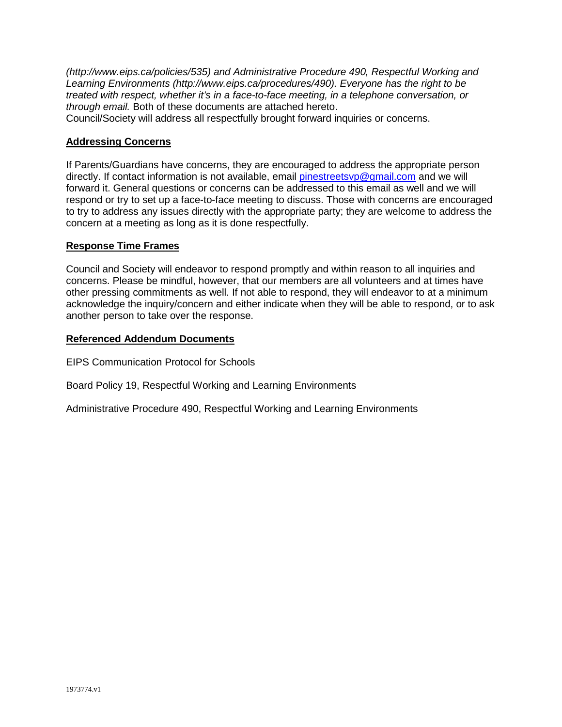*(http://www.eips.ca/policies/535) and Administrative Procedure 490, Respectful Working and Learning Environments (http://www.eips.ca/procedures/490). Everyone has the right to be treated with respect, whether it's in a face-to-face meeting, in a telephone conversation, or through email.* Both of these documents are attached hereto.
Council/Society will address all respectfully brought forward inquiries or concerns.

## Addressing Concerns

If Parents/Guardians have concerns, they are encouraged to address the appropriate person directly. If contact information is not available, email pinestreetsvp@gmail.com and we will forward it. General questions or concerns can be addressed to this email as well and we will respond or try to set up a face-to-face meeting to discuss. Those with concerns are encouraged to try to address any issues directly with the appropriate party; they are welcome to address the concern at a meeting as long as it is done respectfully.

## Response Time Frames

Council and Society will endeavor to respond promptly and within reason to all inquiries and concerns. Please be mindful, however, that our members are all volunteers and at times have other pressing commitments as well. If not able to respond, they will endeavor to at a minimum acknowledge the inquiry/concern and either indicate when they will be able to respond, or to ask another person to take over the response.

## Referenced Addendum Documents

EIPS Communication Protocol for Schools

Board Policy 19, Respectful Working and Learning Environments

Administrative Procedure 490, Respectful Working and Learning Environments

1973774.v1